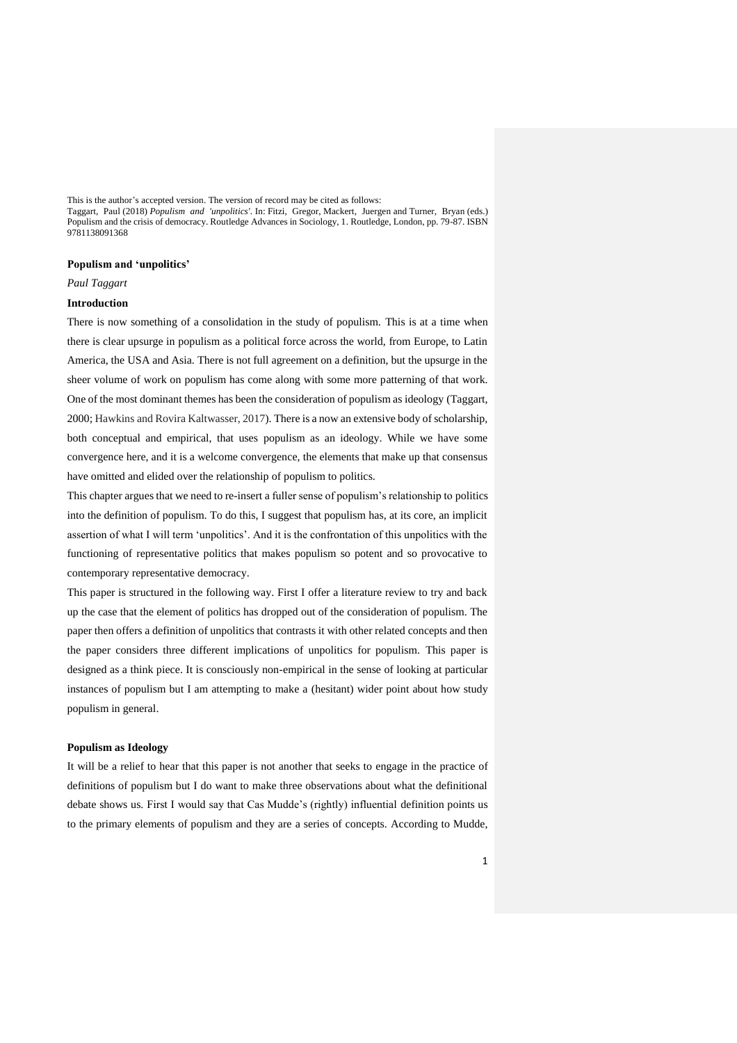This is the author's accepted version. The version of record may be cited as follows:
Taggart, Paul (2018) *Populism and 'unpolitics'*. In: Fitzi, Gregor, Mackert, Juergen and Turner, Bryan (eds.) Populism and the crisis of democracy. Routledge Advances in Sociology, 1. Routledge, London, pp. 79-87. ISBN 9781138091368

# Populism and 'unpolitics'

*Paul Taggart*

## Introduction

There is now something of a consolidation in the study of populism. This is at a time when there is clear upsurge in populism as a political force across the world, from Europe, to Latin America, the USA and Asia. There is not full agreement on a definition, but the upsurge in the sheer volume of work on populism has come along with some more patterning of that work. One of the most dominant themes has been the consideration of populism as ideology (Taggart, 2000; Hawkins and Rovira Kaltwasser, 2017). There is a now an extensive body of scholarship, both conceptual and empirical, that uses populism as an ideology. While we have some convergence here, and it is a welcome convergence, the elements that make up that consensus have omitted and elided over the relationship of populism to politics.

This chapter argues that we need to re-insert a fuller sense of populism's relationship to politics into the definition of populism. To do this, I suggest that populism has, at its core, an implicit assertion of what I will term 'unpolitics'. And it is the confrontation of this unpolitics with the functioning of representative politics that makes populism so potent and so provocative to contemporary representative democracy.

This paper is structured in the following way. First I offer a literature review to try and back up the case that the element of politics has dropped out of the consideration of populism. The paper then offers a definition of unpolitics that contrasts it with other related concepts and then the paper considers three different implications of unpolitics for populism. This paper is designed as a think piece. It is consciously non-empirical in the sense of looking at particular instances of populism but I am attempting to make a (hesitant) wider point about how study populism in general.

## Populism as Ideology

It will be a relief to hear that this paper is not another that seeks to engage in the practice of definitions of populism but I do want to make three observations about what the definitional debate shows us. First I would say that Cas Mudde's (rightly) influential definition points us to the primary elements of populism and they are a series of concepts. According to Mudde,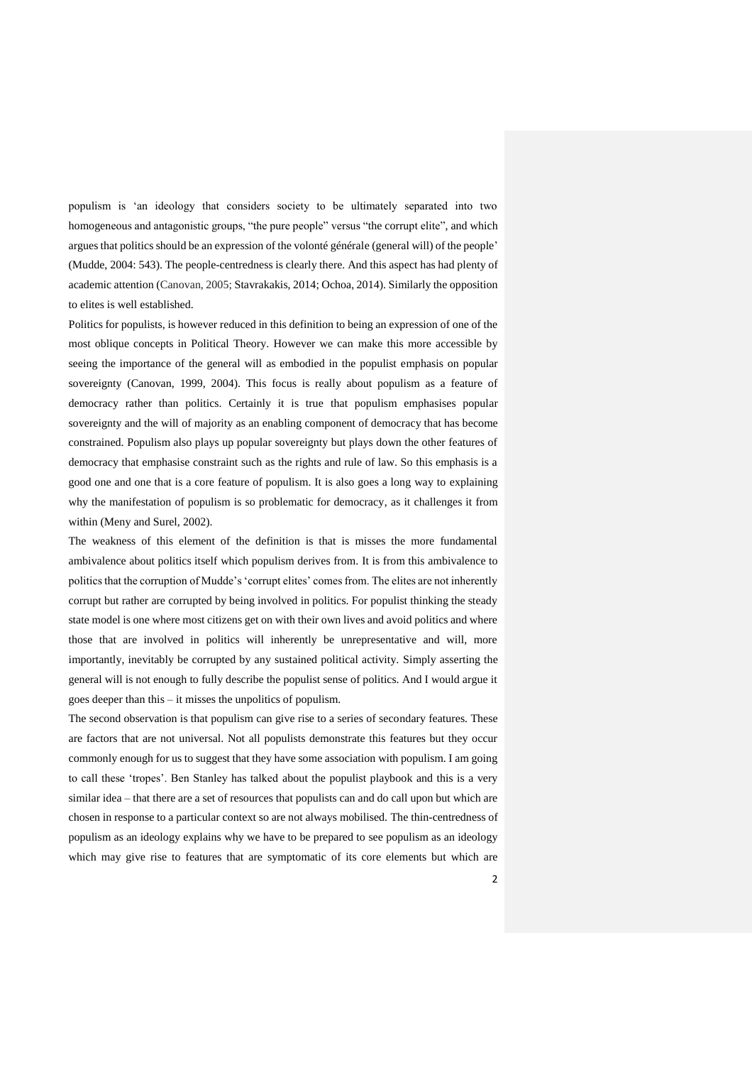populism is 'an ideology that considers society to be ultimately separated into two homogeneous and antagonistic groups, "the pure people" versus "the corrupt elite", and which argues that politics should be an expression of the volonté générale (general will) of the people' (Mudde, 2004: 543). The people-centredness is clearly there. And this aspect has had plenty of academic attention (Canovan, 2005; Stavrakakis, 2014; Ochoa, 2014). Similarly the opposition to elites is well established.

Politics for populists, is however reduced in this definition to being an expression of one of the most oblique concepts in Political Theory. However we can make this more accessible by seeing the importance of the general will as embodied in the populist emphasis on popular sovereignty (Canovan, 1999, 2004). This focus is really about populism as a feature of democracy rather than politics. Certainly it is true that populism emphasises popular sovereignty and the will of majority as an enabling component of democracy that has become constrained. Populism also plays up popular sovereignty but plays down the other features of democracy that emphasise constraint such as the rights and rule of law. So this emphasis is a good one and one that is a core feature of populism. It is also goes a long way to explaining why the manifestation of populism is so problematic for democracy, as it challenges it from within (Meny and Surel, 2002).

The weakness of this element of the definition is that is misses the more fundamental ambivalence about politics itself which populism derives from. It is from this ambivalence to politics that the corruption of Mudde's 'corrupt elites' comes from. The elites are not inherently corrupt but rather are corrupted by being involved in politics. For populist thinking the steady state model is one where most citizens get on with their own lives and avoid politics and where those that are involved in politics will inherently be unrepresentative and will, more importantly, inevitably be corrupted by any sustained political activity. Simply asserting the general will is not enough to fully describe the populist sense of politics. And I would argue it goes deeper than this – it misses the unpolitics of populism.

The second observation is that populism can give rise to a series of secondary features. These are factors that are not universal. Not all populists demonstrate this features but they occur commonly enough for us to suggest that they have some association with populism. I am going to call these 'tropes'. Ben Stanley has talked about the populist playbook and this is a very similar idea – that there are a set of resources that populists can and do call upon but which are chosen in response to a particular context so are not always mobilised. The thin-centredness of populism as an ideology explains why we have to be prepared to see populism as an ideology which may give rise to features that are symptomatic of its core elements but which are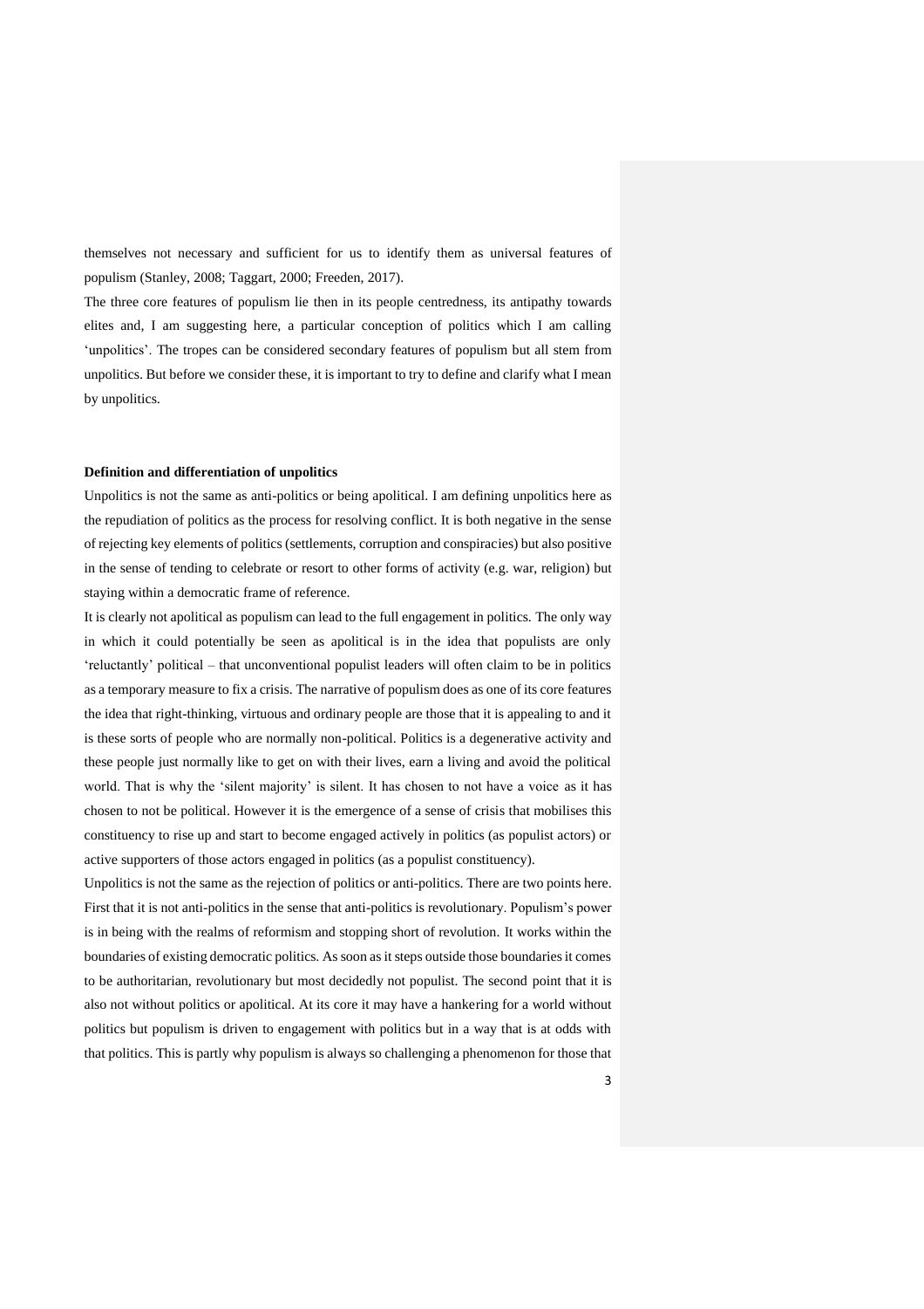themselves not necessary and sufficient for us to identify them as universal features of populism (Stanley, 2008; Taggart, 2000; Freeden, 2017).

The three core features of populism lie then in its people centredness, its antipathy towards elites and, I am suggesting here, a particular conception of politics which I am calling 'unpolitics'. The tropes can be considered secondary features of populism but all stem from unpolitics. But before we consider these, it is important to try to define and clarify what I mean by unpolitics.

**Definition and differentiation of unpolitics**

Unpolitics is not the same as anti-politics or being apolitical. I am defining unpolitics here as the repudiation of politics as the process for resolving conflict. It is both negative in the sense of rejecting key elements of politics (settlements, corruption and conspiracies) but also positive in the sense of tending to celebrate or resort to other forms of activity (e.g. war, religion) but staying within a democratic frame of reference.

It is clearly not apolitical as populism can lead to the full engagement in politics. The only way in which it could potentially be seen as apolitical is in the idea that populists are only 'reluctantly' political – that unconventional populist leaders will often claim to be in politics as a temporary measure to fix a crisis. The narrative of populism does as one of its core features the idea that right-thinking, virtuous and ordinary people are those that it is appealing to and it is these sorts of people who are normally non-political. Politics is a degenerative activity and these people just normally like to get on with their lives, earn a living and avoid the political world. That is why the 'silent majority' is silent. It has chosen to not have a voice as it has chosen to not be political. However it is the emergence of a sense of crisis that mobilises this constituency to rise up and start to become engaged actively in politics (as populist actors) or active supporters of those actors engaged in politics (as a populist constituency).

Unpolitics is not the same as the rejection of politics or anti-politics. There are two points here. First that it is not anti-politics in the sense that anti-politics is revolutionary. Populism's power is in being with the realms of reformism and stopping short of revolution. It works within the boundaries of existing democratic politics. As soon as it steps outside those boundaries it comes to be authoritarian, revolutionary but most decidedly not populist. The second point that it is also not without politics or apolitical. At its core it may have a hankering for a world without politics but populism is driven to engagement with politics but in a way that is at odds with that politics. This is partly why populism is always so challenging a phenomenon for those that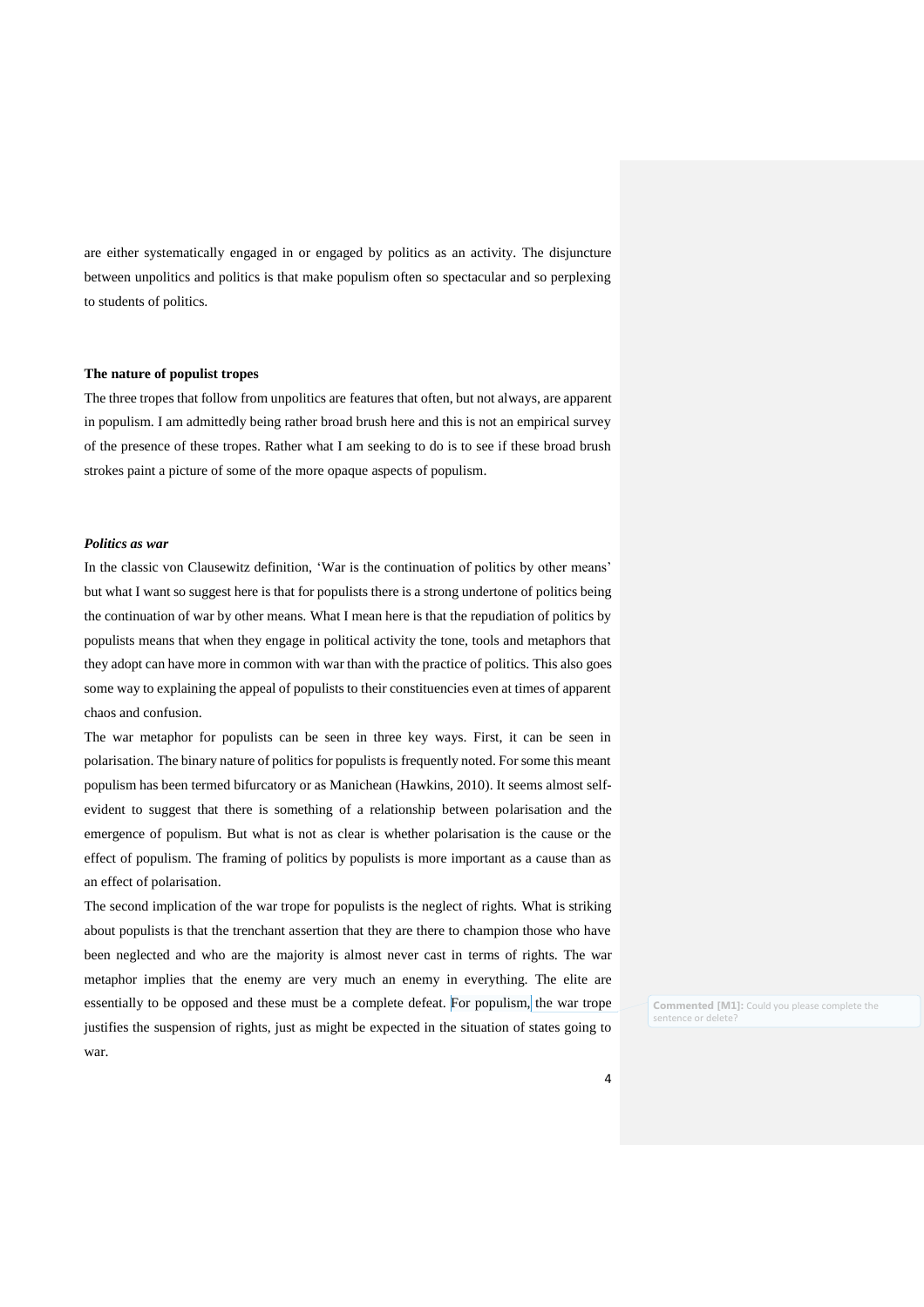are either systematically engaged in or engaged by politics as an activity. The disjuncture between unpolitics and politics is that make populism often so spectacular and so perplexing to students of politics.

**The nature of populist tropes**

The three tropes that follow from unpolitics are features that often, but not always, are apparent in populism. I am admittedly being rather broad brush here and this is not an empirical survey of the presence of these tropes. Rather what I am seeking to do is to see if these broad brush strokes paint a picture of some of the more opaque aspects of populism.

***Politics as war***

In the classic von Clausewitz definition, 'War is the continuation of politics by other means' but what I want so suggest here is that for populists there is a strong undertone of politics being the continuation of war by other means. What I mean here is that the repudiation of politics by populists means that when they engage in political activity the tone, tools and metaphors that they adopt can have more in common with war than with the practice of politics. This also goes some way to explaining the appeal of populists to their constituencies even at times of apparent chaos and confusion.

The war metaphor for populists can be seen in three key ways. First, it can be seen in polarisation. The binary nature of politics for populists is frequently noted. For some this meant populism has been termed bifurcatory or as Manichean (Hawkins, 2010). It seems almost self-evident to suggest that there is something of a relationship between polarisation and the emergence of populism. But what is not as clear is whether polarisation is the cause or the effect of populism. The framing of politics by populists is more important as a cause than as an effect of polarisation.

The second implication of the war trope for populists is the neglect of rights. What is striking about populists is that the trenchant assertion that they are there to champion those who have been neglected and who are the majority is almost never cast in terms of rights. The war metaphor implies that the enemy are very much an enemy in everything. The elite are essentially to be opposed and these must be a complete defeat. For populism, the war trope justifies the suspension of rights, just as might be expected in the situation of states going to war.

Commented [M1]: Could you please complete the sentence or delete?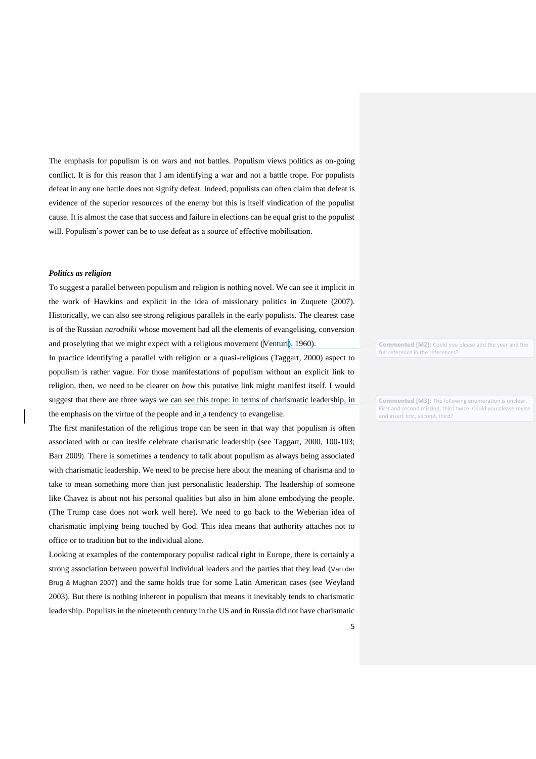The emphasis for populism is on wars and not battles. Populism views politics as on-going conflict. It is for this reason that I am identifying a war and not a battle trope. For populists defeat in any one battle does not signify defeat. Indeed, populists can often claim that defeat is evidence of the superior resources of the enemy but this is itself vindication of the populist cause. It is almost the case that success and failure in elections can be equal grist to the populist will. Populism's power can be to use defeat as a source of effective mobilisation.

***Politics as religion***

To suggest a parallel between populism and religion is nothing novel. We can see it implicit in the work of Hawkins and explicit in the idea of missionary politics in Zuquete (2007). Historically, we can also see strong religious parallels in the early populists. The clearest case is of the Russian *narodniki* whose movement had all the elements of evangelising, conversion and proselyting that we might expect with a religious movement (Venturi), 1960).

In practice identifying a parallel with religion or a quasi-religious (Taggart, 2000) aspect to populism is rather vague. For those manifestations of populism without an explicit link to religion, then, we need to be clearer on *how* this putative link might manifest itself. I would suggest that there are three ways we can see this trope: in terms of charismatic leadership, in the emphasis on the virtue of the people and in a tendency to evangelise.

The first manifestation of the religious trope can be seen in that way that populism is often associated with or can iteslfe celebrate charismatic leadership (see Taggart, 2000, 100-103; Barr 2009). There is sometimes a tendency to talk about populism as always being associated with charismatic leadership. We need to be precise here about the meaning of charisma and to take to mean something more than just personalistic leadership. The leadership of someone like Chavez is about not his personal qualities but also in him alone embodying the people. (The Trump case does not work well here). We need to go back to the Weberian idea of charismatic implying being touched by God. This idea means that authority attaches not to office or to tradition but to the individual alone.

Looking at examples of the contemporary populist radical right in Europe, there is certainly a strong association between powerful individual leaders and the parties that they lead (Van der Brug & Mughan 2007) and the same holds true for some Latin American cases (see Weyland 2003). But there is nothing inherent in populism that means it inevitably tends to charismatic leadership. Populists in the nineteenth century in the US and in Russia did not have charismatic

Commented [M2]: Could you please add the year and the full reference in the references?

Commented [M3]: The following enumeration is unclear. First and second missing; third twice. Could you please revise and insert first, second, third?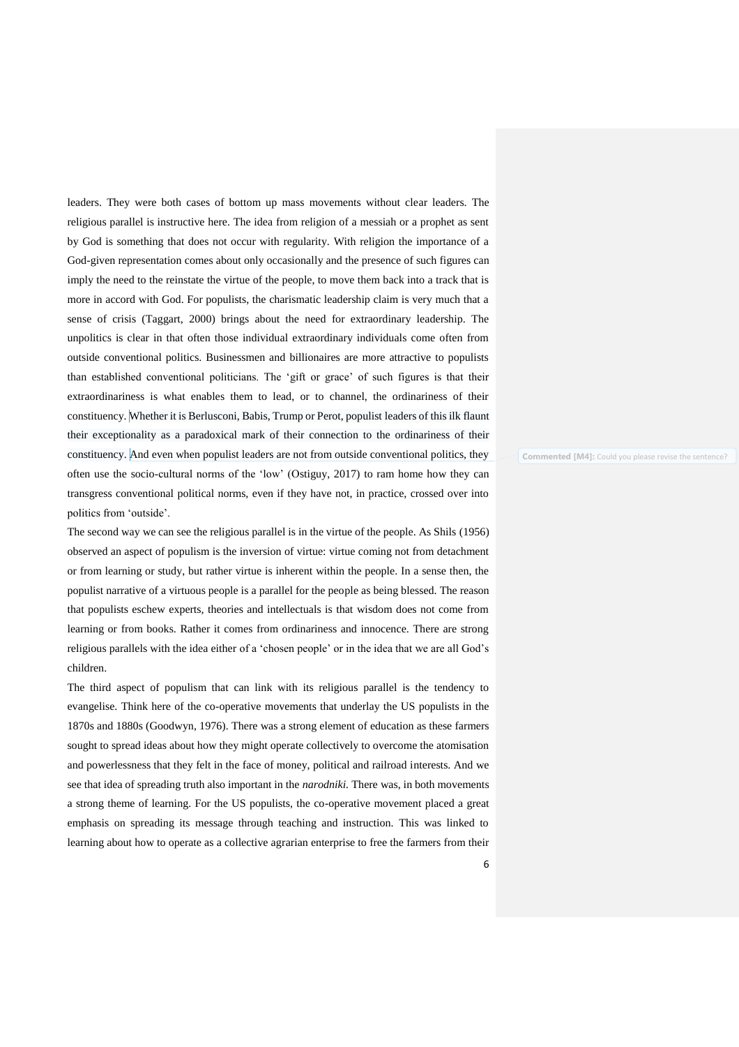leaders. They were both cases of bottom up mass movements without clear leaders. The religious parallel is instructive here. The idea from religion of a messiah or a prophet as sent by God is something that does not occur with regularity. With religion the importance of a God-given representation comes about only occasionally and the presence of such figures can imply the need to the reinstate the virtue of the people, to move them back into a track that is more in accord with God. For populists, the charismatic leadership claim is very much that a sense of crisis (Taggart, 2000) brings about the need for extraordinary leadership. The unpolitics is clear in that often those individual extraordinary individuals come often from outside conventional politics. Businessmen and billionaires are more attractive to populists than established conventional politicians. The 'gift or grace' of such figures is that their extraordinariness is what enables them to lead, or to channel, the ordinariness of their constituency. Whether it is Berlusconi, Babis, Trump or Perot, populist leaders of this ilk flaunt their exceptionality as a paradoxical mark of their connection to the ordinariness of their constituency. And even when populist leaders are not from outside conventional politics, they often use the socio-cultural norms of the 'low' (Ostiguy, 2017) to ram home how they can transgress conventional political norms, even if they have not, in practice, crossed over into politics from 'outside'.

**Commented [M4]:** Could you please revise the sentence?

The second way we can see the religious parallel is in the virtue of the people. As Shils (1956) observed an aspect of populism is the inversion of virtue: virtue coming not from detachment or from learning or study, but rather virtue is inherent within the people. In a sense then, the populist narrative of a virtuous people is a parallel for the people as being blessed. The reason that populists eschew experts, theories and intellectuals is that wisdom does not come from learning or from books. Rather it comes from ordinariness and innocence. There are strong religious parallels with the idea either of a 'chosen people' or in the idea that we are all God's children.

The third aspect of populism that can link with its religious parallel is the tendency to evangelise. Think here of the co-operative movements that underlay the US populists in the 1870s and 1880s (Goodwyn, 1976). There was a strong element of education as these farmers sought to spread ideas about how they might operate collectively to overcome the atomisation and powerlessness that they felt in the face of money, political and railroad interests. And we see that idea of spreading truth also important in the *narodniki*. There was, in both movements a strong theme of learning. For the US populists, the co-operative movement placed a great emphasis on spreading its message through teaching and instruction. This was linked to learning about how to operate as a collective agrarian enterprise to free the farmers from their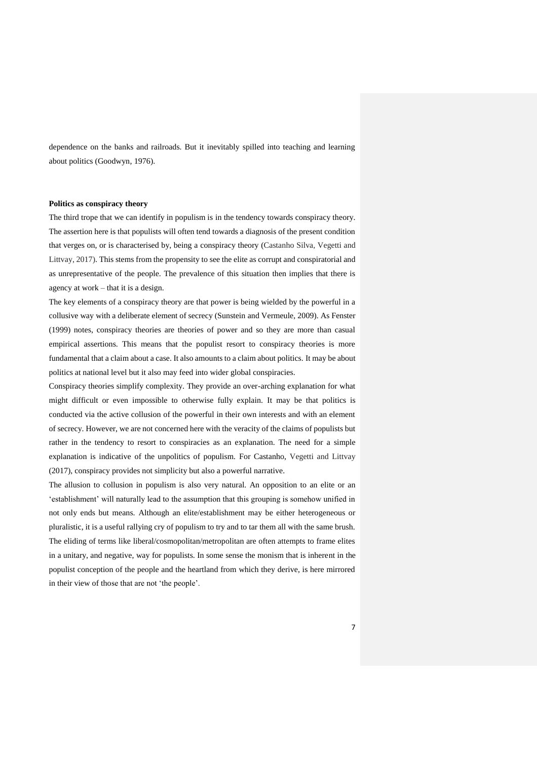dependence on the banks and railroads. But it inevitably spilled into teaching and learning about politics (Goodwyn, 1976).

**Politics as conspiracy theory**

The third trope that we can identify in populism is in the tendency towards conspiracy theory. The assertion here is that populists will often tend towards a diagnosis of the present condition that verges on, or is characterised by, being a conspiracy theory (Castanho Silva, Vegetti and Littvay, 2017). This stems from the propensity to see the elite as corrupt and conspiratorial and as unrepresentative of the people. The prevalence of this situation then implies that there is agency at work – that it is a design.

The key elements of a conspiracy theory are that power is being wielded by the powerful in a collusive way with a deliberate element of secrecy (Sunstein and Vermeule, 2009). As Fenster (1999) notes, conspiracy theories are theories of power and so they are more than casual empirical assertions. This means that the populist resort to conspiracy theories is more fundamental that a claim about a case. It also amounts to a claim about politics. It may be about politics at national level but it also may feed into wider global conspiracies.

Conspiracy theories simplify complexity. They provide an over-arching explanation for what might difficult or even impossible to otherwise fully explain. It may be that politics is conducted via the active collusion of the powerful in their own interests and with an element of secrecy. However, we are not concerned here with the veracity of the claims of populists but rather in the tendency to resort to conspiracies as an explanation. The need for a simple explanation is indicative of the unpolitics of populism. For Castanho, Vegetti and Littvay (2017), conspiracy provides not simplicity but also a powerful narrative.

The allusion to collusion in populism is also very natural. An opposition to an elite or an 'establishment' will naturally lead to the assumption that this grouping is somehow unified in not only ends but means. Although an elite/establishment may be either heterogeneous or pluralistic, it is a useful rallying cry of populism to try and to tar them all with the same brush. The eliding of terms like liberal/cosmopolitan/metropolitan are often attempts to frame elites in a unitary, and negative, way for populists. In some sense the monism that is inherent in the populist conception of the people and the heartland from which they derive, is here mirrored in their view of those that are not 'the people'.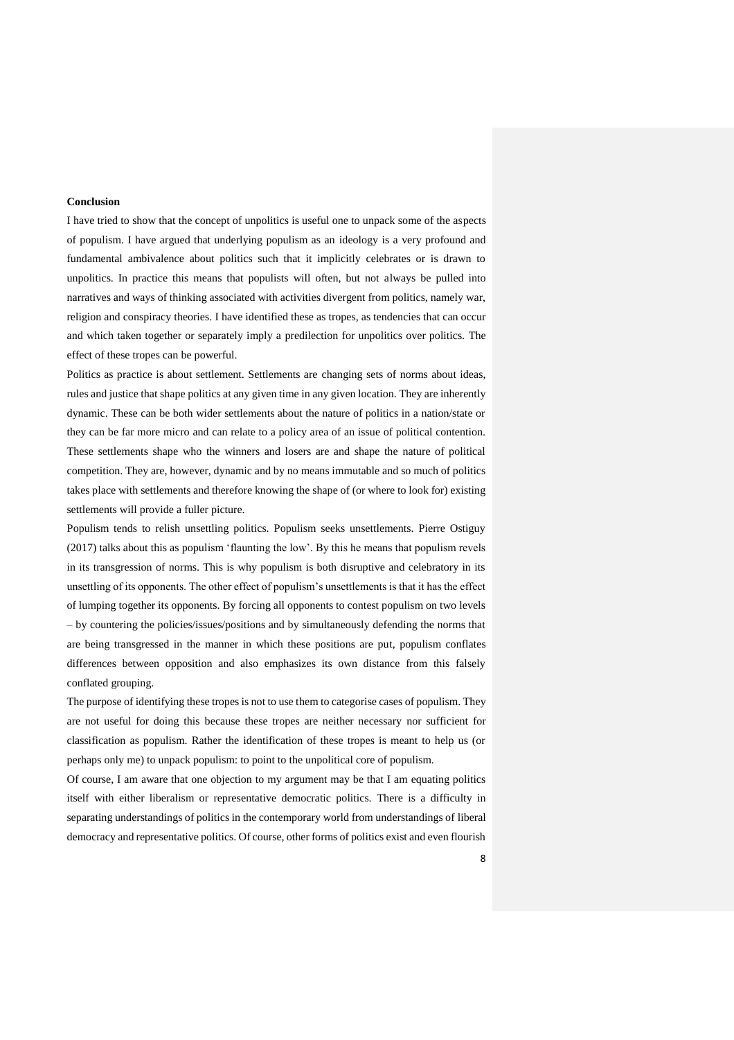**Conclusion**

I have tried to show that the concept of unpolitics is useful one to unpack some of the aspects of populism. I have argued that underlying populism as an ideology is a very profound and fundamental ambivalence about politics such that it implicitly celebrates or is drawn to unpolitics. In practice this means that populists will often, but not always be pulled into narratives and ways of thinking associated with activities divergent from politics, namely war, religion and conspiracy theories. I have identified these as tropes, as tendencies that can occur and which taken together or separately imply a predilection for unpolitics over politics. The effect of these tropes can be powerful.

Politics as practice is about settlement. Settlements are changing sets of norms about ideas, rules and justice that shape politics at any given time in any given location. They are inherently dynamic. These can be both wider settlements about the nature of politics in a nation/state or they can be far more micro and can relate to a policy area of an issue of political contention. These settlements shape who the winners and losers are and shape the nature of political competition. They are, however, dynamic and by no means immutable and so much of politics takes place with settlements and therefore knowing the shape of (or where to look for) existing settlements will provide a fuller picture.

Populism tends to relish unsettling politics. Populism seeks unsettlements. Pierre Ostiguy (2017) talks about this as populism 'flaunting the low'. By this he means that populism revels in its transgression of norms. This is why populism is both disruptive and celebratory in its unsettling of its opponents. The other effect of populism's unsettlements is that it has the effect of lumping together its opponents. By forcing all opponents to contest populism on two levels – by countering the policies/issues/positions and by simultaneously defending the norms that are being transgressed in the manner in which these positions are put, populism conflates differences between opposition and also emphasizes its own distance from this falsely conflated grouping.

The purpose of identifying these tropes is not to use them to categorise cases of populism. They are not useful for doing this because these tropes are neither necessary nor sufficient for classification as populism. Rather the identification of these tropes is meant to help us (or perhaps only me) to unpack populism: to point to the unpolitical core of populism.

Of course, I am aware that one objection to my argument may be that I am equating politics itself with either liberalism or representative democratic politics. There is a difficulty in separating understandings of politics in the contemporary world from understandings of liberal democracy and representative politics. Of course, other forms of politics exist and even flourish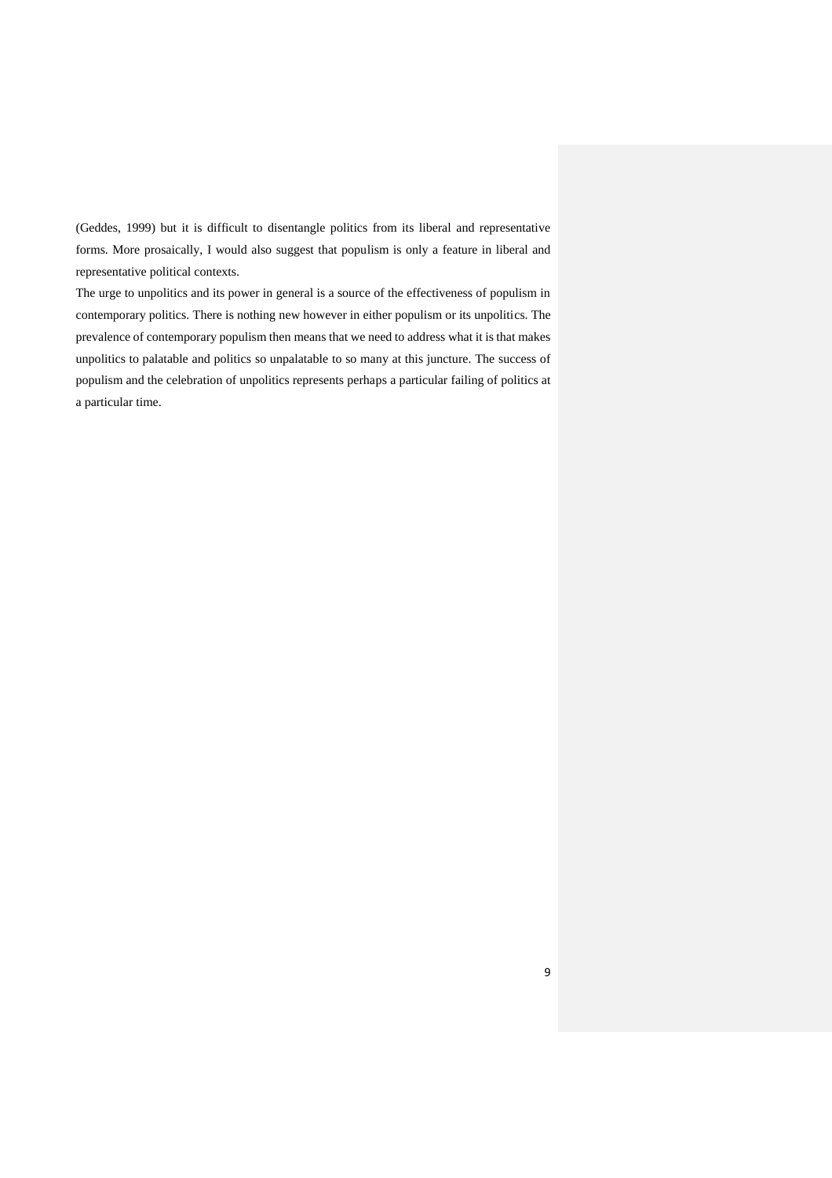(Geddes, 1999) but it is difficult to disentangle politics from its liberal and representative forms. More prosaically, I would also suggest that populism is only a feature in liberal and representative political contexts.

The urge to unpolitics and its power in general is a source of the effectiveness of populism in contemporary politics. There is nothing new however in either populism or its unpolitics. The prevalence of contemporary populism then means that we need to address what it is that makes unpolitics to palatable and politics so unpalatable to so many at this juncture. The success of populism and the celebration of unpolitics represents perhaps a particular failing of politics at a particular time.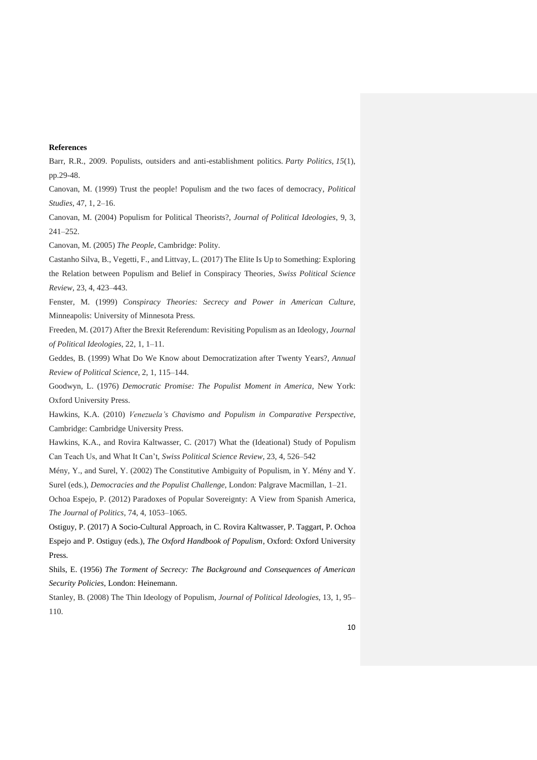**References**

Barr, R.R., 2009. Populists, outsiders and anti-establishment politics. *Party Politics*, *15*(1), pp.29-48.

Canovan, M. (1999) Trust the people! Populism and the two faces of democracy, *Political Studies*, 47, 1, 2–16.

Canovan, M. (2004) Populism for Political Theorists?, *Journal of Political Ideologies*, 9, 3, 241–252.

Canovan, M. (2005) *The People*, Cambridge: Polity.

Castanho Silva, B., Vegetti, F., and Littvay, L. (2017) The Elite Is Up to Something: Exploring the Relation between Populism and Belief in Conspiracy Theories, *Swiss Political Science Review*, 23, 4, 423–443.

Fenster, M. (1999) *Conspiracy Theories: Secrecy and Power in American Culture*, Minneapolis: University of Minnesota Press.

Freeden, M. (2017) After the Brexit Referendum: Revisiting Populism as an Ideology, *Journal of Political Ideologies*, 22, 1, 1–11.

Geddes, B. (1999) What Do We Know about Democratization after Twenty Years?, *Annual Review of Political Science*, 2, 1, 115–144.

Goodwyn, L. (1976) *Democratic Promise: The Populist Moment in America*, New York: Oxford University Press.

Hawkins, K.A. (2010) *Venezuela's Chavismo and Populism in Comparative Perspective*, Cambridge: Cambridge University Press.

Hawkins, K.A., and Rovira Kaltwasser, C. (2017) What the (Ideational) Study of Populism Can Teach Us, and What It Can't, *Swiss Political Science Review*, 23, 4, 526–542

Mény, Y., and Surel, Y. (2002) The Constitutive Ambiguity of Populism, in Y. Mény and Y. Surel (eds.), *Democracies and the Populist Challenge*, London: Palgrave Macmillan, 1–21.

Ochoa Espejo, P. (2012) Paradoxes of Popular Sovereignty: A View from Spanish America, *The Journal of Politics*, 74, 4, 1053–1065.

Ostiguy, P. (2017) A Socio-Cultural Approach, in C. Rovira Kaltwasser, P. Taggart, P. Ochoa Espejo and P. Ostiguy (eds.), *The Oxford Handbook of Populism*, Oxford: Oxford University Press.

Shils, E. (1956) *The Torment of Secrecy: The Background and Consequences of American Security Policies*, London: Heinemann.

Stanley, B. (2008) The Thin Ideology of Populism, *Journal of Political Ideologies*, 13, 1, 95–110.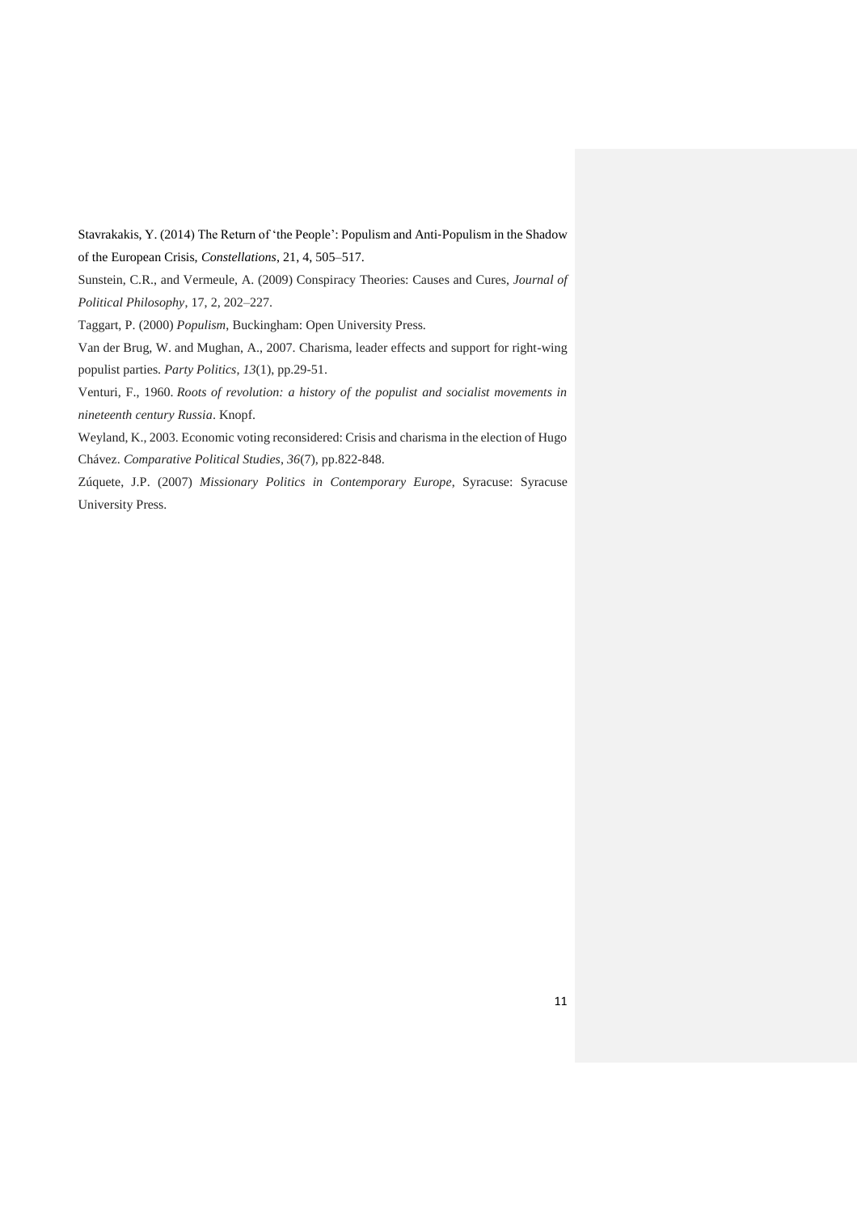Stavrakakis, Y. (2014) The Return of 'the People': Populism and Anti-Populism in the Shadow of the European Crisis, *Constellations*, 21, 4, 505–517.

Sunstein, C.R., and Vermeule, A. (2009) Conspiracy Theories: Causes and Cures, *Journal of Political Philosophy*, 17, 2, 202–227.

Taggart, P. (2000) *Populism*, Buckingham: Open University Press.

Van der Brug, W. and Mughan, A., 2007. Charisma, leader effects and support for right-wing populist parties. *Party Politics*, *13*(1), pp.29-51.

Venturi, F., 1960. *Roots of revolution: a history of the populist and socialist movements in nineteenth century Russia*. Knopf.

Weyland, K., 2003. Economic voting reconsidered: Crisis and charisma in the election of Hugo Chávez. *Comparative Political Studies*, *36*(7), pp.822-848.

Zúquete, J.P. (2007) *Missionary Politics in Contemporary Europe*, Syracuse: Syracuse University Press.